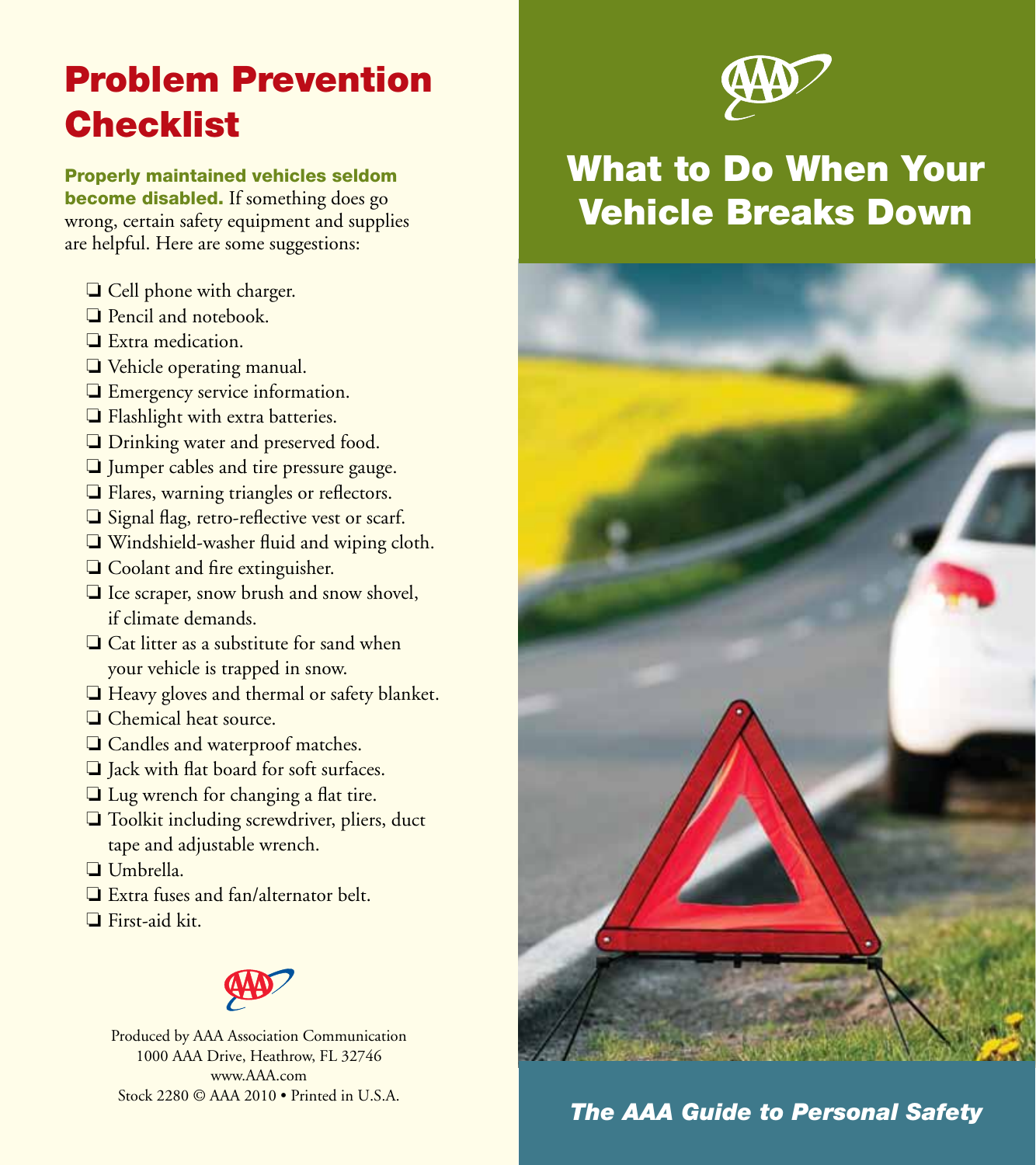# Problem Prevention Checklist

**Properly maintained vehicles seldom become disabled.** If something does go wrong, certain safety equipment and supplies are helpful. Here are some suggestions:

- ❑ Cell phone with charger.
- ❑ Pencil and notebook.
- ❑ Extra medication.
- ❑ Vehicle operating manual.
- ❑ Emergency service information.
- ❑ Flashlight with extra batteries.
- ❑ Drinking water and preserved food.
- ❑ Jumper cables and tire pressure gauge.
- ❑ Flares, warning triangles or reflectors.
- ❑ Signal flag, retro-reflective vest or scarf.
- ❑ Windshield-washer fluid and wiping cloth.
- ❑ Coolant and fire extinguisher.
- ❑ Ice scraper, snow brush and snow shovel, if climate demands.
- ❑ Cat litter as a substitute for sand when your vehicle is trapped in snow.
- ❑ Heavy gloves and thermal or safety blanket.
- ❑ Chemical heat source.
- ❑ Candles and waterproof matches.
- ❑ Jack with flat board for soft surfaces.
- ❑ Lug wrench for changing a flat tire.
- ❑ Toolkit including screwdriver, pliers, duct tape and adjustable wrench.
- ❑ Umbrella.
- ❑ Extra fuses and fan/alternator belt.
- ❑ First-aid kit.

Produced by AAA Association Communication
1000 AAA Drive, Heathrow, FL 32746
www.AAA.com
Stock 2280 © AAA 2010 • Printed in U.S.A.

# What to Do When Your Vehicle Breaks Down

***The AAA Guide to Personal Safety***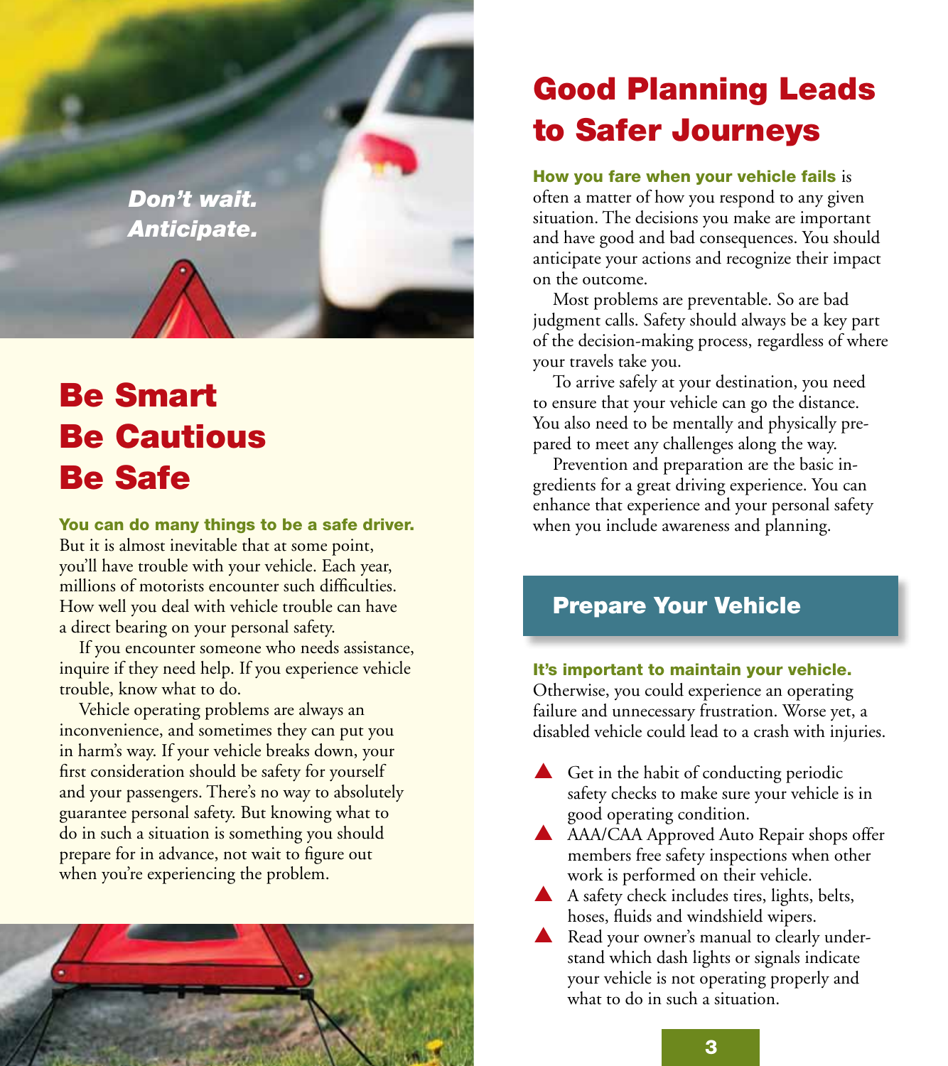*Don't wait. Anticipate.*

# Be Smart Be Cautious Be Safe

**You can do many things to be a safe driver.** But it is almost inevitable that at some point, you'll have trouble with your vehicle. Each year, millions of motorists encounter such difficulties. How well you deal with vehicle trouble can have a direct bearing on your personal safety.

If you encounter someone who needs assistance, inquire if they need help. If you experience vehicle trouble, know what to do.

Vehicle operating problems are always an inconvenience, and sometimes they can put you in harm's way. If your vehicle breaks down, your first consideration should be safety for yourself and your passengers. There's no way to absolutely guarantee personal safety. But knowing what to do in such a situation is something you should prepare for in advance, not wait to figure out when you're experiencing the problem.

# Good Planning Leads to Safer Journeys

**How you fare when your vehicle fails** is often a matter of how you respond to any given situation. The decisions you make are important and have good and bad consequences. You should anticipate your actions and recognize their impact on the outcome.

Most problems are preventable. So are bad judgment calls. Safety should always be a key part of the decision-making process, regardless of where your travels take you.

To arrive safely at your destination, you need to ensure that your vehicle can go the distance. You also need to be mentally and physically prepared to meet any challenges along the way.

Prevention and preparation are the basic ingredients for a great driving experience. You can enhance that experience and your personal safety when you include awareness and planning.

## Prepare Your Vehicle

**It's important to maintain your vehicle.** Otherwise, you could experience an operating failure and unnecessary frustration. Worse yet, a disabled vehicle could lead to a crash with injuries.

- Get in the habit of conducting periodic safety checks to make sure your vehicle is in good operating condition.
- AAA/CAA Approved Auto Repair shops offer members free safety inspections when other work is performed on their vehicle.
- A safety check includes tires, lights, belts, hoses, fluids and windshield wipers.
- Read your owner's manual to clearly understand which dash lights or signals indicate your vehicle is not operating properly and what to do in such a situation.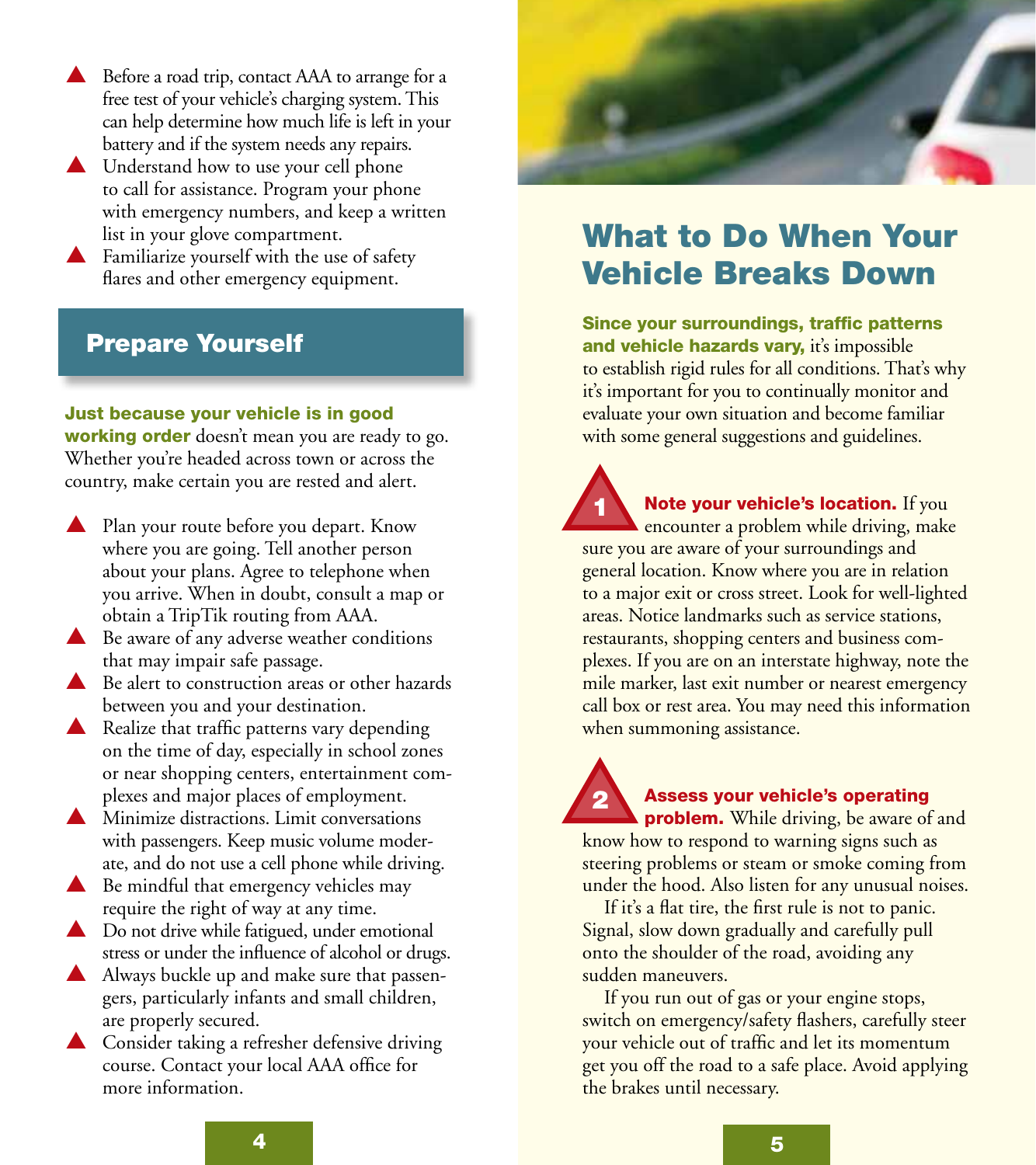- Before a road trip, contact AAA to arrange for a free test of your vehicle's charging system. This can help determine how much life is left in your battery and if the system needs any repairs.
- Understand how to use your cell phone to call for assistance. Program your phone with emergency numbers, and keep a written list in your glove compartment.
- Familiarize yourself with the use of safety flares and other emergency equipment.

## Prepare Yourself

**Just because your vehicle is in good working order** doesn't mean you are ready to go. Whether you're headed across town or across the country, make certain you are rested and alert.

- Plan your route before you depart. Know where you are going. Tell another person about your plans. Agree to telephone when you arrive. When in doubt, consult a map or obtain a TripTik routing from AAA.
- Be aware of any adverse weather conditions that may impair safe passage.
- Be alert to construction areas or other hazards between you and your destination.
- Realize that traffic patterns vary depending on the time of day, especially in school zones or near shopping centers, entertainment complexes and major places of employment.
- Minimize distractions. Limit conversations with passengers. Keep music volume moderate, and do not use a cell phone while driving.
- Be mindful that emergency vehicles may require the right of way at any time.
- Do not drive while fatigued, under emotional stress or under the influence of alcohol or drugs.
- Always buckle up and make sure that passengers, particularly infants and small children, are properly secured.
- Consider taking a refresher defensive driving course. Contact your local AAA office for more information.

# What to Do When Your Vehicle Breaks Down

**Since your surroundings, traffic patterns and vehicle hazards vary,** it's impossible to establish rigid rules for all conditions. That's why it's important for you to continually monitor and evaluate your own situation and become familiar with some general suggestions and guidelines.

**1 Note your vehicle's location.** If you encounter a problem while driving, make sure you are aware of your surroundings and general location. Know where you are in relation to a major exit or cross street. Look for well-lighted areas. Notice landmarks such as service stations, restaurants, shopping centers and business complexes. If you are on an interstate highway, note the mile marker, last exit number or nearest emergency call box or rest area. You may need this information when summoning assistance.

**2 Assess your vehicle's operating problem.** While driving, be aware of and know how to respond to warning signs such as steering problems or steam or smoke coming from under the hood. Also listen for any unusual noises.

If it's a flat tire, the first rule is not to panic. Signal, slow down gradually and carefully pull onto the shoulder of the road, avoiding any sudden maneuvers.

If you run out of gas or your engine stops, switch on emergency/safety flashers, carefully steer your vehicle out of traffic and let its momentum get you off the road to a safe place. Avoid applying the brakes until necessary.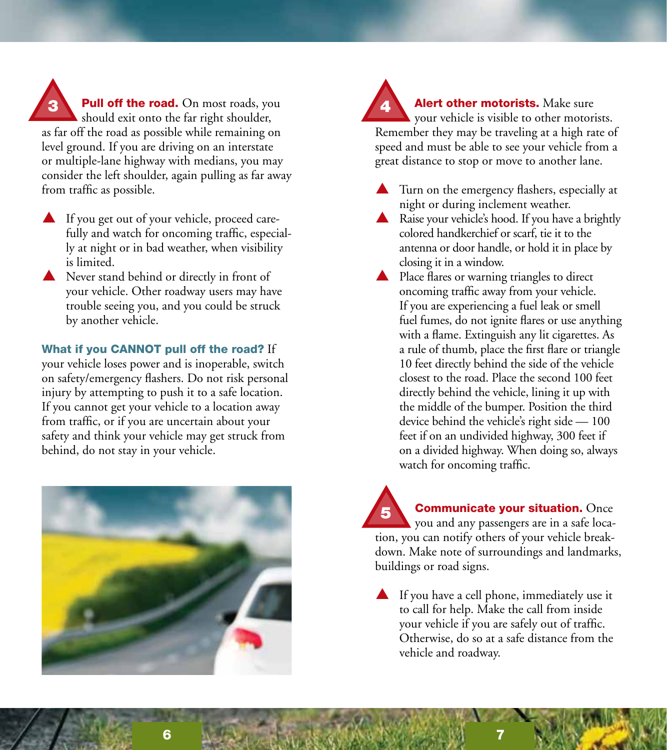**3 Pull off the road.** On most roads, you should exit onto the far right shoulder, as far off the road as possible while remaining on level ground. If you are driving on an interstate or multiple-lane highway with medians, you may consider the left shoulder, again pulling as far away from traffic as possible.

- If you get out of your vehicle, proceed carefully and watch for oncoming traffic, especially at night or in bad weather, when visibility is limited.
- Never stand behind or directly in front of your vehicle. Other roadway users may have trouble seeing you, and you could be struck by another vehicle.

**What if you CANNOT pull off the road?** If your vehicle loses power and is inoperable, switch on safety/emergency flashers. Do not risk personal injury by attempting to push it to a safe location. If you cannot get your vehicle to a location away from traffic, or if you are uncertain about your safety and think your vehicle may get struck from behind, do not stay in your vehicle.

**4 Alert other motorists.** Make sure your vehicle is visible to other motorists. Remember they may be traveling at a high rate of speed and must be able to see your vehicle from a great distance to stop or move to another lane.

- Turn on the emergency flashers, especially at night or during inclement weather.
- Raise your vehicle's hood. If you have a brightly colored handkerchief or scarf, tie it to the antenna or door handle, or hold it in place by closing it in a window.
- Place flares or warning triangles to direct oncoming traffic away from your vehicle. If you are experiencing a fuel leak or smell fuel fumes, do not ignite flares or use anything with a flame. Extinguish any lit cigarettes. As a rule of thumb, place the first flare or triangle 10 feet directly behind the side of the vehicle closest to the road. Place the second 100 feet directly behind the vehicle, lining it up with the middle of the bumper. Position the third device behind the vehicle's right side — 100 feet if on an undivided highway, 300 feet if on a divided highway. When doing so, always watch for oncoming traffic.

**5 Communicate your situation.** Once you and any passengers are in a safe location, you can notify others of your vehicle breakdown. Make note of surroundings and landmarks, buildings or road signs.

- If you have a cell phone, immediately use it to call for help. Make the call from inside your vehicle if you are safely out of traffic. Otherwise, do so at a safe distance from the vehicle and roadway.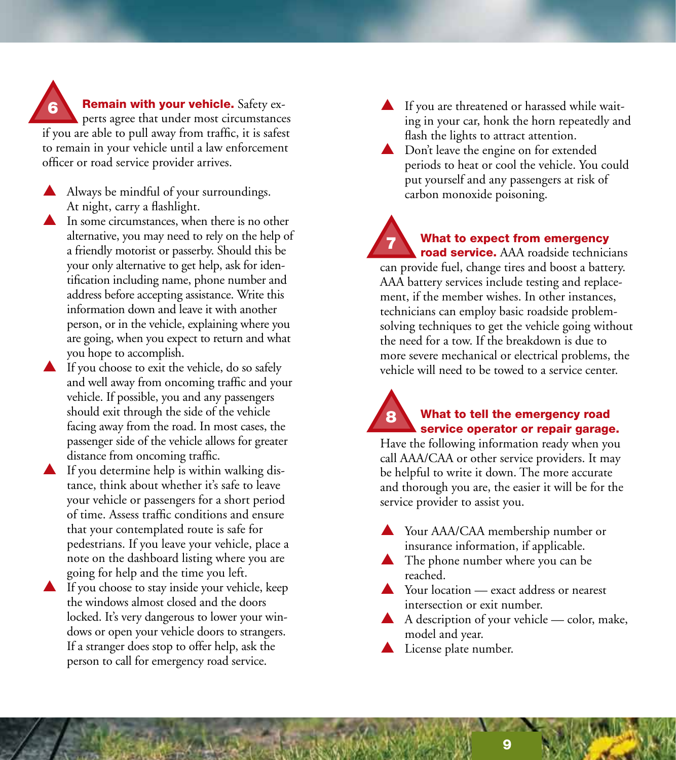**6 Remain with your vehicle.** Safety experts agree that under most circumstances if you are able to pull away from traffic, it is safest to remain in your vehicle until a law enforcement officer or road service provider arrives.

- Always be mindful of your surroundings. At night, carry a flashlight.
- In some circumstances, when there is no other alternative, you may need to rely on the help of a friendly motorist or passerby. Should this be your only alternative to get help, ask for identification including name, phone number and address before accepting assistance. Write this information down and leave it with another person, or in the vehicle, explaining where you are going, when you expect to return and what you hope to accomplish.
- If you choose to exit the vehicle, do so safely and well away from oncoming traffic and your vehicle. If possible, you and any passengers should exit through the side of the vehicle facing away from the road. In most cases, the passenger side of the vehicle allows for greater distance from oncoming traffic.
- If you determine help is within walking distance, think about whether it's safe to leave your vehicle or passengers for a short period of time. Assess traffic conditions and ensure that your contemplated route is safe for pedestrians. If you leave your vehicle, place a note on the dashboard listing where you are going for help and the time you left.
- If you choose to stay inside your vehicle, keep the windows almost closed and the doors locked. It's very dangerous to lower your windows or open your vehicle doors to strangers. If a stranger does stop to offer help, ask the person to call for emergency road service.
- If you are threatened or harassed while waiting in your car, honk the horn repeatedly and flash the lights to attract attention.
- Don't leave the engine on for extended periods to heat or cool the vehicle. You could put yourself and any passengers at risk of carbon monoxide poisoning.

**7 What to expect from emergency road service.** AAA roadside technicians can provide fuel, change tires and boost a battery. AAA battery services include testing and replacement, if the member wishes. In other instances, technicians can employ basic roadside problem-solving techniques to get the vehicle going without the need for a tow. If the breakdown is due to more severe mechanical or electrical problems, the vehicle will need to be towed to a service center.

**8 What to tell the emergency road service operator or repair garage.** Have the following information ready when you call AAA/CAA or other service providers. It may be helpful to write it down. The more accurate and thorough you are, the easier it will be for the service provider to assist you.

- Your AAA/CAA membership number or insurance information, if applicable.
- The phone number where you can be reached.
- Your location — exact address or nearest intersection or exit number.
- A description of your vehicle — color, make, model and year.
- License plate number.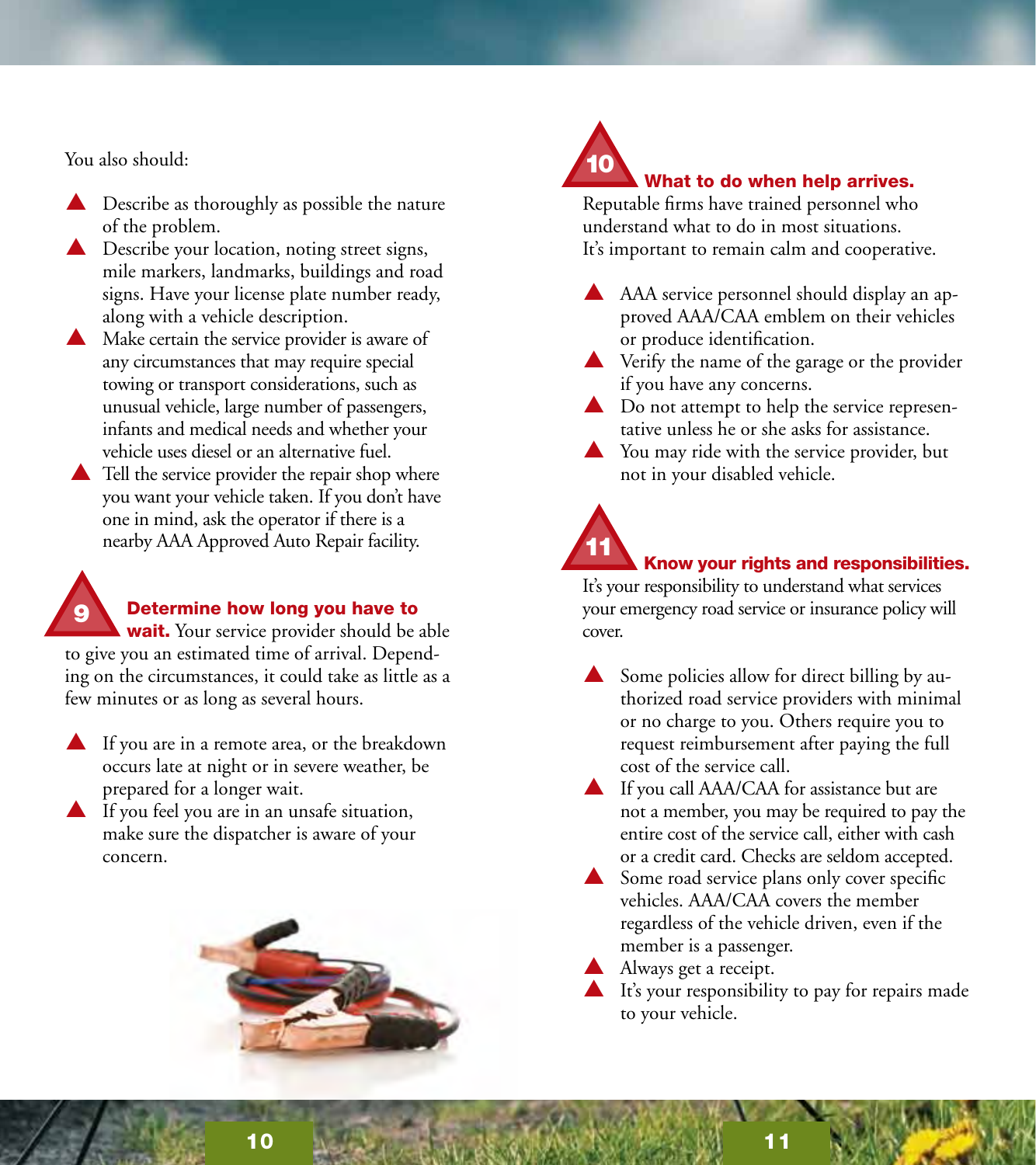You also should:

- Describe as thoroughly as possible the nature of the problem.
- Describe your location, noting street signs, mile markers, landmarks, buildings and road signs. Have your license plate number ready, along with a vehicle description.
- Make certain the service provider is aware of any circumstances that may require special towing or transport considerations, such as unusual vehicle, large number of passengers, infants and medical needs and whether your vehicle uses diesel or an alternative fuel.
- Tell the service provider the repair shop where you want your vehicle taken. If you don't have one in mind, ask the operator if there is a nearby AAA Approved Auto Repair facility.

## 9 Determine how long you have to wait.

Your service provider should be able to give you an estimated time of arrival. Depending on the circumstances, it could take as little as a few minutes or as long as several hours.

- If you are in a remote area, or the breakdown occurs late at night or in severe weather, be prepared for a longer wait.
- If you feel you are in an unsafe situation, make sure the dispatcher is aware of your concern.

## 10 What to do when help arrives.

Reputable firms have trained personnel who understand what to do in most situations. It's important to remain calm and cooperative.

- AAA service personnel should display an approved AAA/CAA emblem on their vehicles or produce identification.
- Verify the name of the garage or the provider if you have any concerns.
- Do not attempt to help the service representative unless he or she asks for assistance.
- You may ride with the service provider, but not in your disabled vehicle.

## 11 Know your rights and responsibilities.

It's your responsibility to understand what services your emergency road service or insurance policy will cover.

- Some policies allow for direct billing by authorized road service providers with minimal or no charge to you. Others require you to request reimbursement after paying the full cost of the service call.
- If you call AAA/CAA for assistance but are not a member, you may be required to pay the entire cost of the service call, either with cash or a credit card. Checks are seldom accepted.
- Some road service plans only cover specific vehicles. AAA/CAA covers the member regardless of the vehicle driven, even if the member is a passenger.
- Always get a receipt.
- It's your responsibility to pay for repairs made to your vehicle.